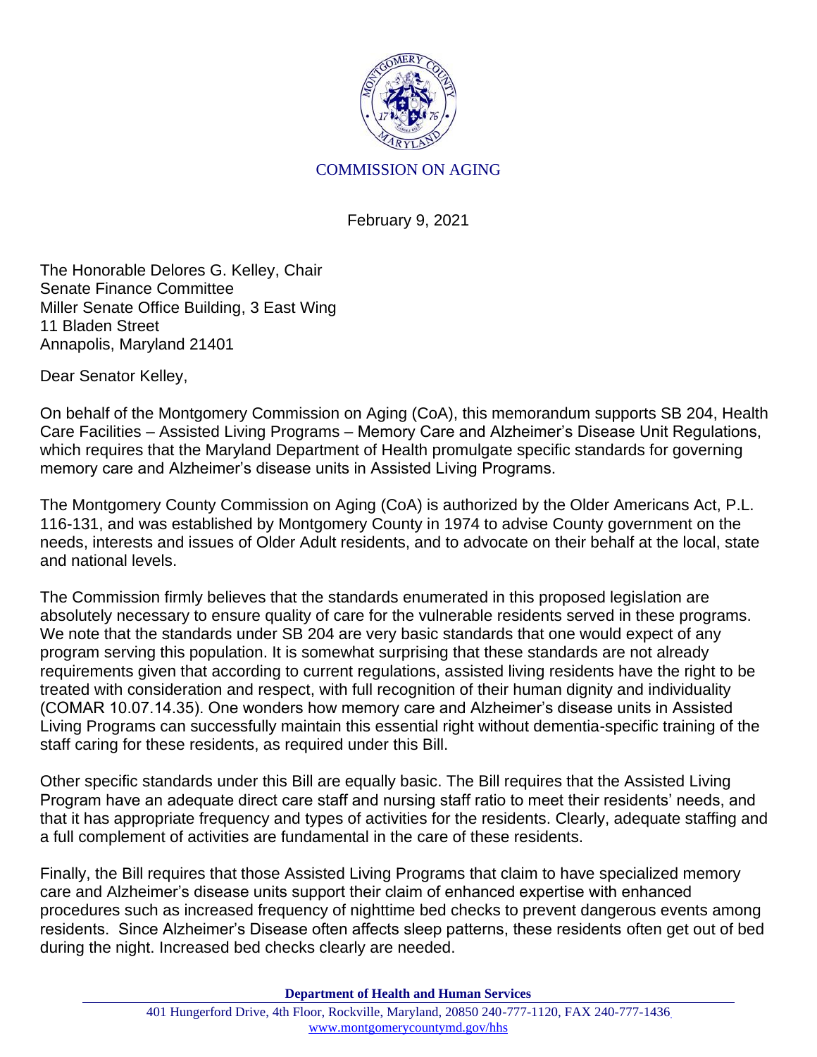COMMISSION ON AGING

February 9, 2021

The Honorable Delores G. Kelley, Chair
Senate Finance Committee
Miller Senate Office Building, 3 East Wing
11 Bladen Street
Annapolis, Maryland 21401

Dear Senator Kelley,

On behalf of the Montgomery Commission on Aging (CoA), this memorandum supports SB 204, Health Care Facilities – Assisted Living Programs – Memory Care and Alzheimer's Disease Unit Regulations, which requires that the Maryland Department of Health promulgate specific standards for governing memory care and Alzheimer's disease units in Assisted Living Programs.

The Montgomery County Commission on Aging (CoA) is authorized by the Older Americans Act, P.L. 116-131, and was established by Montgomery County in 1974 to advise County government on the needs, interests and issues of Older Adult residents, and to advocate on their behalf at the local, state and national levels.

The Commission firmly believes that the standards enumerated in this proposed legislation are absolutely necessary to ensure quality of care for the vulnerable residents served in these programs. We note that the standards under SB 204 are very basic standards that one would expect of any program serving this population. It is somewhat surprising that these standards are not already requirements given that according to current regulations, assisted living residents have the right to be treated with consideration and respect, with full recognition of their human dignity and individuality (COMAR 10.07.14.35). One wonders how memory care and Alzheimer's disease units in Assisted Living Programs can successfully maintain this essential right without dementia-specific training of the staff caring for these residents, as required under this Bill.

Other specific standards under this Bill are equally basic. The Bill requires that the Assisted Living Program have an adequate direct care staff and nursing staff ratio to meet their residents' needs, and that it has appropriate frequency and types of activities for the residents. Clearly, adequate staffing and a full complement of activities are fundamental in the care of these residents.

Finally, the Bill requires that those Assisted Living Programs that claim to have specialized memory care and Alzheimer's disease units support their claim of enhanced expertise with enhanced procedures such as increased frequency of nighttime bed checks to prevent dangerous events among residents. Since Alzheimer's Disease often affects sleep patterns, these residents often get out of bed during the night. Increased bed checks clearly are needed.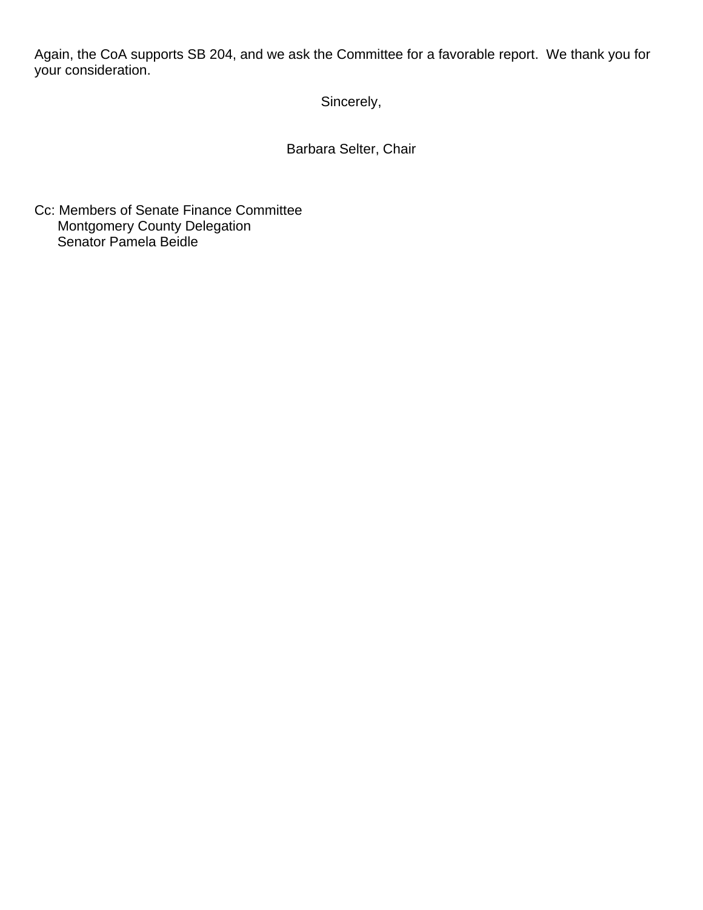Again, the CoA supports SB 204, and we ask the Committee for a favorable report. We thank you for your consideration.

Sincerely,

Barbara Selter, Chair

Cc: Members of Senate Finance Committee
Montgomery County Delegation
Senator Pamela Beidle